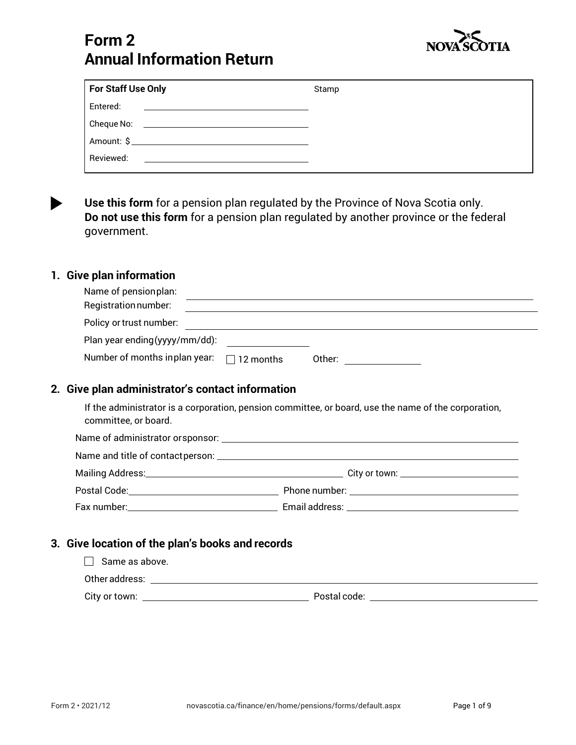# Form 2
# Annual Information Return

NOVA SCOTIA

| For Staff Use Only | Stamp |
|---|---|
| Entered: ______________________ | |
| Cheque No: ______________________ | |
| Amount: $ ______________________ | |
| Reviewed: ______________________ | |

**Use this form** for a pension plan regulated by the Province of Nova Scotia only.
**Do not use this form** for a pension plan regulated by another province or the federal government.

## 1. Give plan information

Name of pension plan: ______________________

Registration number: ______________________

Policy or trust number: ______________________

Plan year ending (yyyy/mm/dd): ______________________

Number of months in plan year: ☐ 12 months    Other: ______________________

## 2. Give plan administrator's contact information

If the administrator is a corporation, pension committee, or board, use the name of the corporation, committee, or board.

Name of administrator or sponsor: ______________________

Name and title of contact person: ______________________

Mailing Address: ______________________ City or town: ______________________

Postal Code: ______________________ Phone number: ______________________

Fax number: ______________________ Email address: ______________________

## 3. Give location of the plan's books and records

☐ Same as above.

Other address: ______________________

City or town: ______________________ Postal code: ______________________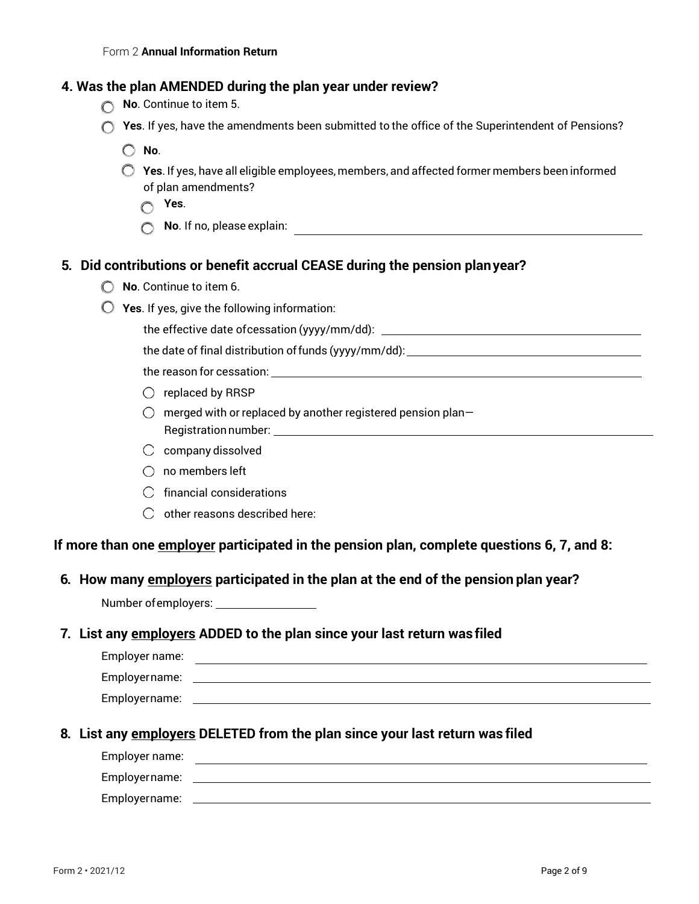## 4. Was the plan AMENDED during the plan year under review?

- ○ **No**. Continue to item 5.
- ○ **Yes**. If yes, have the amendments been submitted to the office of the Superintendent of Pensions?
  - ○ **No**.
  - ○ **Yes**. If yes, have all eligible employees, members, and affected former members been informed of plan amendments?
    - ○ **Yes**.
    - ○ **No**. If no, please explain: ______________________________

## 5. Did contributions or benefit accrual CEASE during the pension plan year?

- ○ **No**. Continue to item 6.
- ○ **Yes**. If yes, give the following information:

  the effective date of cessation (yyyy/mm/dd): ______________________________

  the date of final distribution of funds (yyyy/mm/dd): ______________________________

  the reason for cessation: ______________________________

  - ○ replaced by RRSP
  - ○ merged with or replaced by another registered pension plan— Registration number: ______________________________
  - ○ company dissolved
  - ○ no members left
  - ○ financial considerations
  - ○ other reasons described here:

**If more than one employer participated in the pension plan, complete questions 6, 7, and 8:**

## 6. How many employers participated in the plan at the end of the pension plan year?

Number of employers: ______________

## 7. List any employers ADDED to the plan since your last return was filed

Employer name: ______________________________

Employer name: ______________________________

Employer name: ______________________________

## 8. List any employers DELETED from the plan since your last return was filed

Employer name: ______________________________

Employer name: ______________________________

Employer name: ______________________________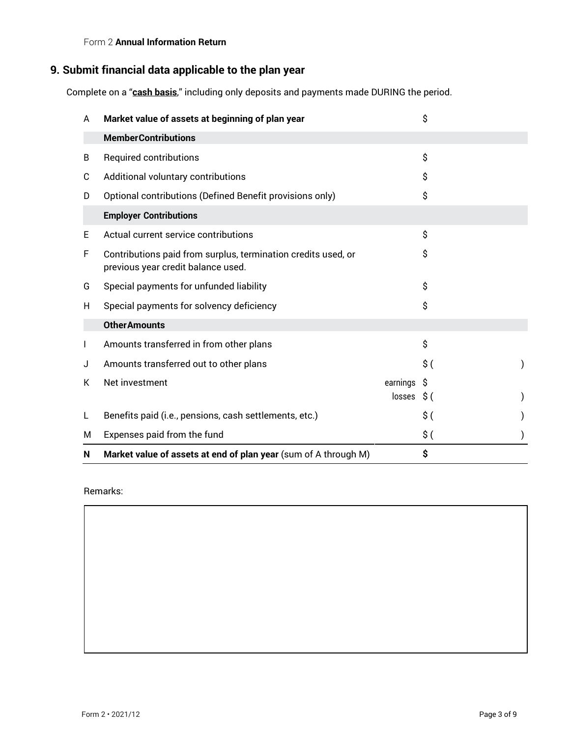## 9. Submit financial data applicable to the plan year

Complete on a "**cash basis**," including only deposits and payments made DURING the period.

| | | | |
|---|---|---|---|
| A | **Market value of assets at beginning of plan year** | | $ |
| | **MemberContributions** | | |
| B | Required contributions | | $ |
| C | Additional voluntary contributions | | $ |
| D | Optional contributions (Defined Benefit provisions only) | | $ |
| | **Employer Contributions** | | |
| E | Actual current service contributions | | $ |
| F | Contributions paid from surplus, termination credits used, or previous year credit balance used. | | $ |
| G | Special payments for unfunded liability | | $ |
| H | Special payments for solvency deficiency | | $ |
| | **OtherAmounts** | | |
| I | Amounts transferred in from other plans | | $ |
| J | Amounts transferred out to other plans | | $ (   ) |
| K | Net investment | earnings | $ |
| | | losses | $ (   ) |
| L | Benefits paid (i.e., pensions, cash settlements, etc.) | | $ (   ) |
| M | Expenses paid from the fund | | $ (   ) |
| **N** | **Market value of assets at end of plan year** (sum of A through M) | | **$** |

Remarks: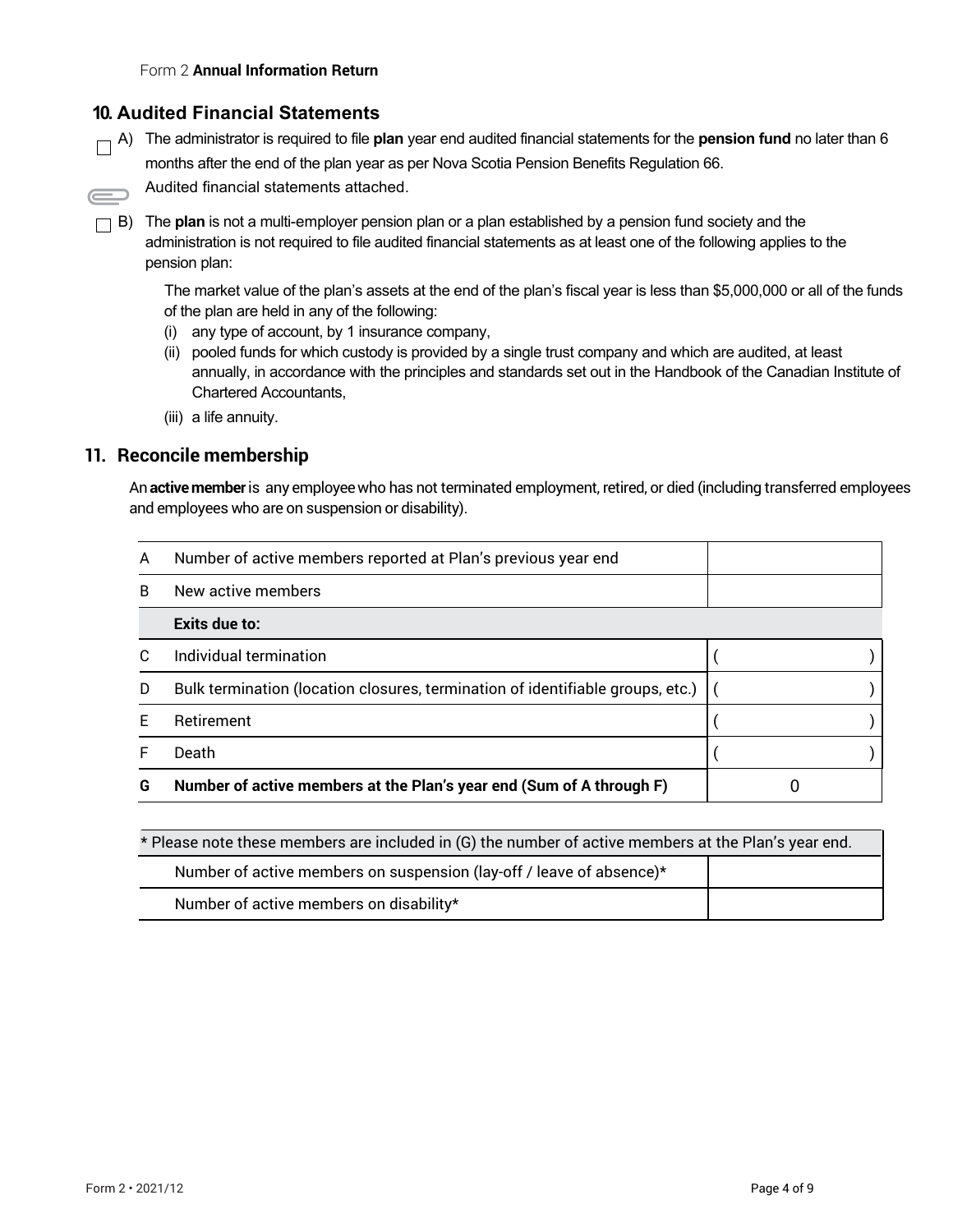Form 2 **Annual Information Return**

## 10. Audited Financial Statements

☐ A) The administrator is required to file **plan** year end audited financial statements for the **pension fund** no later than 6 months after the end of the plan year as per Nova Scotia Pension Benefits Regulation 66.

Audited financial statements attached.

☐ B) The **plan** is not a multi-employer pension plan or a plan established by a pension fund society and the administration is not required to file audited financial statements as at least one of the following applies to the pension plan:

The market value of the plan's assets at the end of the plan's fiscal year is less than $5,000,000 or all of the funds of the plan are held in any of the following:

(i) any type of account, by 1 insurance company,

(ii) pooled funds for which custody is provided by a single trust company and which are audited, at least annually, in accordance with the principles and standards set out in the Handbook of the Canadian Institute of Chartered Accountants,

(iii) a life annuity.

## 11. Reconcile membership

An **active member** is any employee who has not terminated employment, retired, or died (including transferred employees and employees who are on suspension or disability).

| | | |
|---|---|---|
| A | Number of active members reported at Plan's previous year end | |
| B | New active members | |
| | **Exits due to:** | |
| C | Individual termination | ( ) |
| D | Bulk termination (location closures, termination of identifiable groups, etc.) | ( ) |
| E | Retirement | ( ) |
| F | Death | ( ) |
| **G** | **Number of active members at the Plan's year end (Sum of A through F)** | 0 |

| * Please note these members are included in (G) the number of active members at the Plan's year end. | |
|---|---|
| Number of active members on suspension (lay-off / leave of absence)* | |
| Number of active members on disability* | |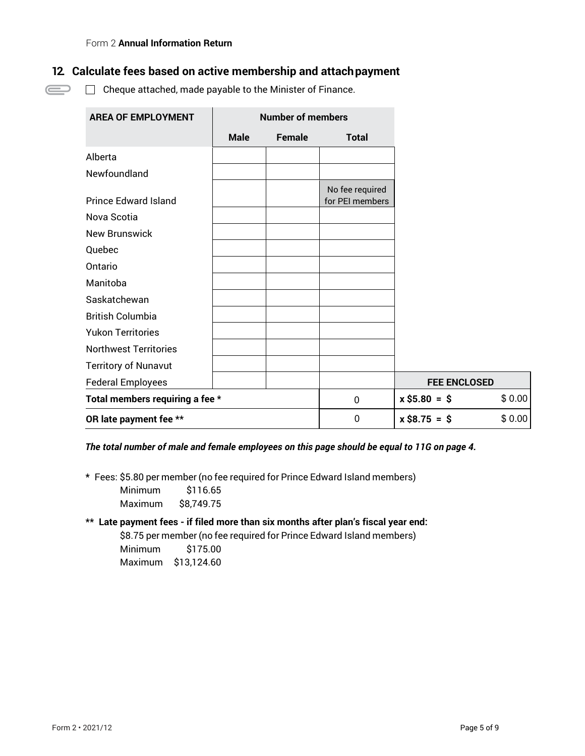Form 2 **Annual Information Return**

## 12. Calculate fees based on active membership and attach payment

☐ Cheque attached, made payable to the Minister of Finance.

| AREA OF EMPLOYMENT | Number of members | | | |
|---|---|---|---|---|
| | Male | Female | Total | |
| Alberta | | | | |
| Newfoundland | | | | |
| Prince Edward Island | | | No fee required for PEI members | |
| Nova Scotia | | | | |
| New Brunswick | | | | |
| Quebec | | | | |
| Ontario | | | | |
| Manitoba | | | | |
| Saskatchewan | | | | |
| British Columbia | | | | |
| Yukon Territories | | | | |
| Northwest Territories | | | | |
| Territory of Nunavut | | | | |
| Federal Employees | | | | **FEE ENCLOSED** |
| **Total members requiring a fee *** | | | 0 | **x $5.80 = $** $ 0.00 |
| **OR late payment fee **** | | | 0 | **x $8.75 = $** $ 0.00 |

***The total number of male and female employees on this page should be equal to 11G on page 4.***

\* Fees: $5.80 per member (no fee required for Prince Edward Island members)
Minimum $116.65
Maximum $8,749.75

**** Late payment fees - if filed more than six months after plan's fiscal year end:**
$8.75 per member (no fee required for Prince Edward Island members)
Minimum $175.00
Maximum $13,124.60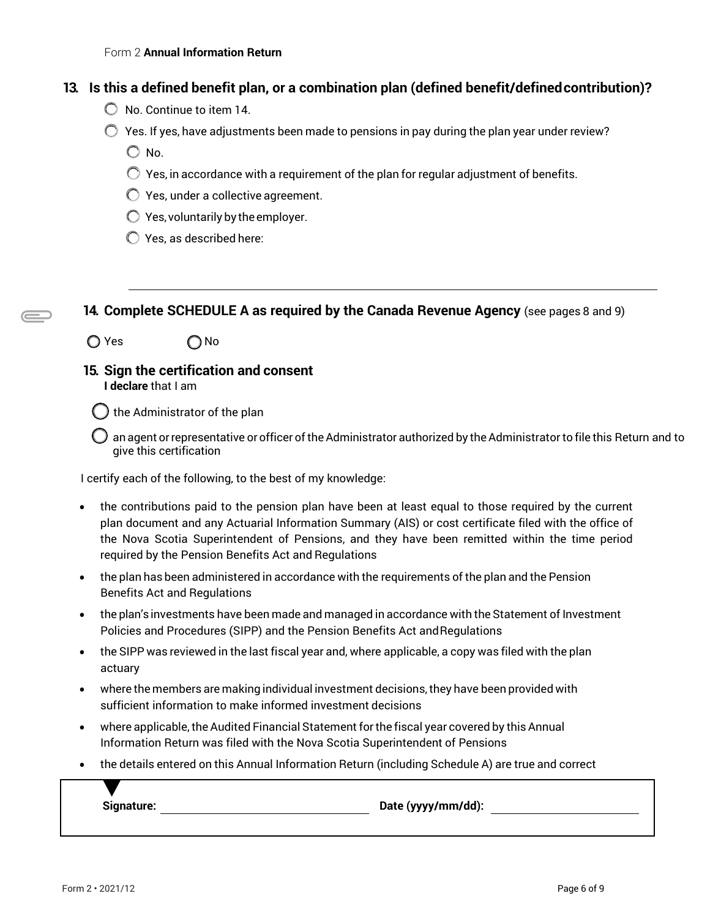Form 2 **Annual Information Return**

## 13. Is this a defined benefit plan, or a combination plan (defined benefit/defined contribution)?

- ○ No. Continue to item 14.
- ○ Yes. If yes, have adjustments been made to pensions in pay during the plan year under review?
  - ○ No.
  - ○ Yes, in accordance with a requirement of the plan for regular adjustment of benefits.
  - ○ Yes, under a collective agreement.
  - ○ Yes, voluntarily by the employer.
  - ○ Yes, as described here:

______________________________________________________________________

## 14. Complete SCHEDULE A as required by the Canada Revenue Agency (see pages 8 and 9)

○ Yes ○ No

## 15. Sign the certification and consent

**I declare** that I am

- ○ the Administrator of the plan
- ○ an agent or representative or officer of the Administrator authorized by the Administrator to file this Return and to give this certification

I certify each of the following, to the best of my knowledge:

- the contributions paid to the pension plan have been at least equal to those required by the current plan document and any Actuarial Information Summary (AIS) or cost certificate filed with the office of the Nova Scotia Superintendent of Pensions, and they have been remitted within the time period required by the Pension Benefits Act and Regulations
- the plan has been administered in accordance with the requirements of the plan and the Pension Benefits Act and Regulations
- the plan's investments have been made and managed in accordance with the Statement of Investment Policies and Procedures (SIPP) and the Pension Benefits Act and Regulations
- the SIPP was reviewed in the last fiscal year and, where applicable, a copy was filed with the plan actuary
- where the members are making individual investment decisions, they have been provided with sufficient information to make informed investment decisions
- where applicable, the Audited Financial Statement for the fiscal year covered by this Annual Information Return was filed with the Nova Scotia Superintendent of Pensions
- the details entered on this Annual Information Return (including Schedule A) are true and correct

**Signature:** ______________________ **Date (yyyy/mm/dd):** ______________________

Form 2 • 2021/12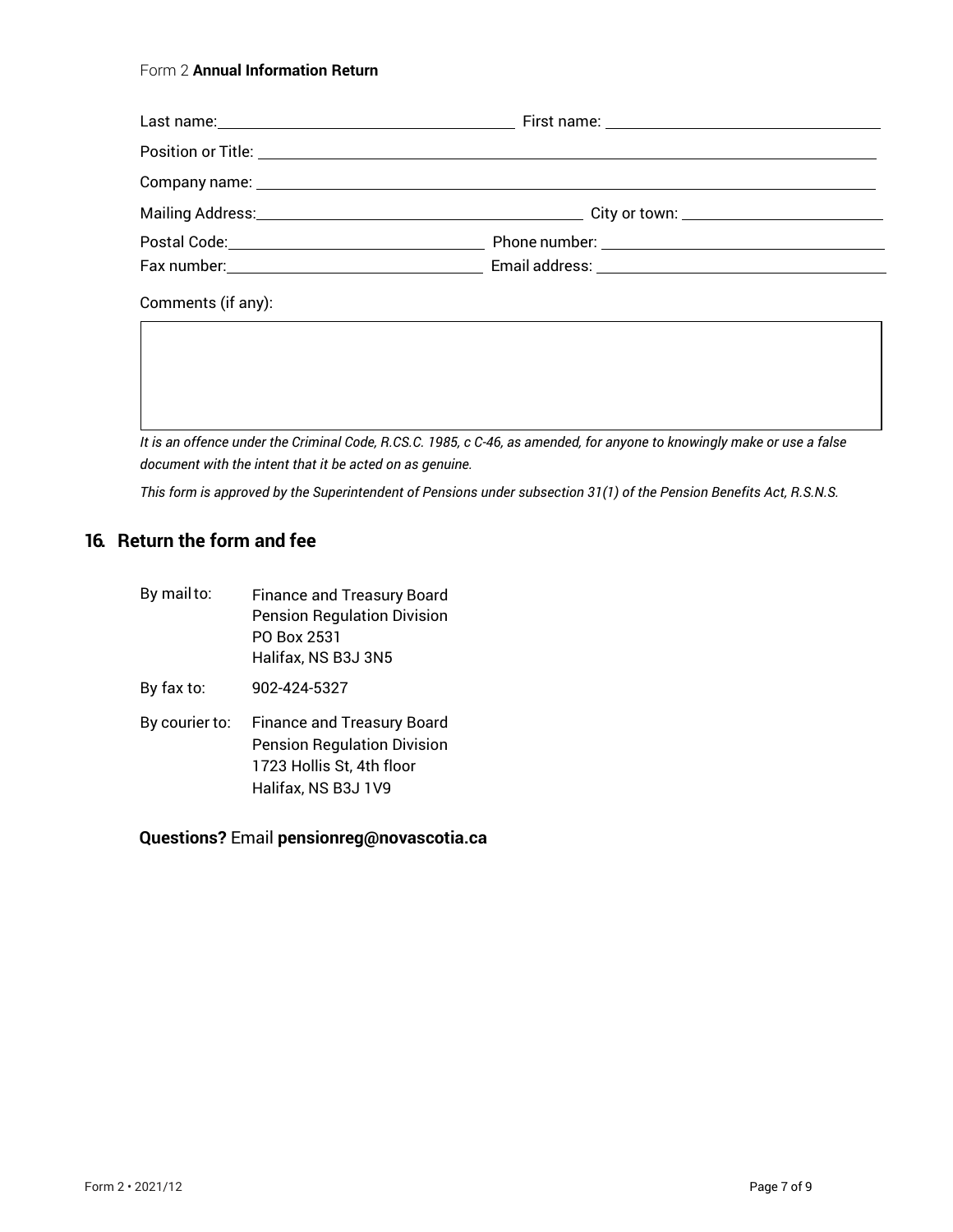Form 2 **Annual Information Return**

Last name: \_\_\_\_\_\_\_\_\_\_\_\_\_\_\_\_\_\_\_\_ First name: \_\_\_\_\_\_\_\_\_\_\_\_\_\_\_\_\_\_\_\_

Position or Title: \_\_\_\_\_\_\_\_\_\_\_\_\_\_\_\_\_\_\_\_\_\_\_\_\_\_\_\_\_\_\_\_\_\_\_\_\_\_\_\_

Company name: \_\_\_\_\_\_\_\_\_\_\_\_\_\_\_\_\_\_\_\_\_\_\_\_\_\_\_\_\_\_\_\_\_\_\_\_\_\_\_\_

Mailing Address: \_\_\_\_\_\_\_\_\_\_\_\_\_\_\_\_\_\_\_\_\_\_\_\_ City or town: \_\_\_\_\_\_\_\_\_\_\_\_\_\_\_\_

Postal Code: \_\_\_\_\_\_\_\_\_\_\_\_\_\_\_\_\_\_\_\_ Phone number: \_\_\_\_\_\_\_\_\_\_\_\_\_\_\_\_\_\_\_\_

Fax number: \_\_\_\_\_\_\_\_\_\_\_\_\_\_\_\_\_\_\_\_ Email address: \_\_\_\_\_\_\_\_\_\_\_\_\_\_\_\_\_\_\_\_

Comments (if any):

| |
|---|
| |

*It is an offence under the Criminal Code, R.CS.C. 1985, c C-46, as amended, for anyone to knowingly make or use a false document with the intent that it be acted on as genuine.*

*This form is approved by the Superintendent of Pensions under subsection 31(1) of the Pension Benefits Act, R.S.N.S.*

## 16. Return the form and fee

By mail to:
Finance and Treasury Board
Pension Regulation Division
PO Box 2531
Halifax, NS B3J 3N5

By fax to: 902-424-5327

By courier to:
Finance and Treasury Board
Pension Regulation Division
1723 Hollis St, 4th floor
Halifax, NS B3J 1V9

**Questions?** Email **pensionreg@novascotia.ca**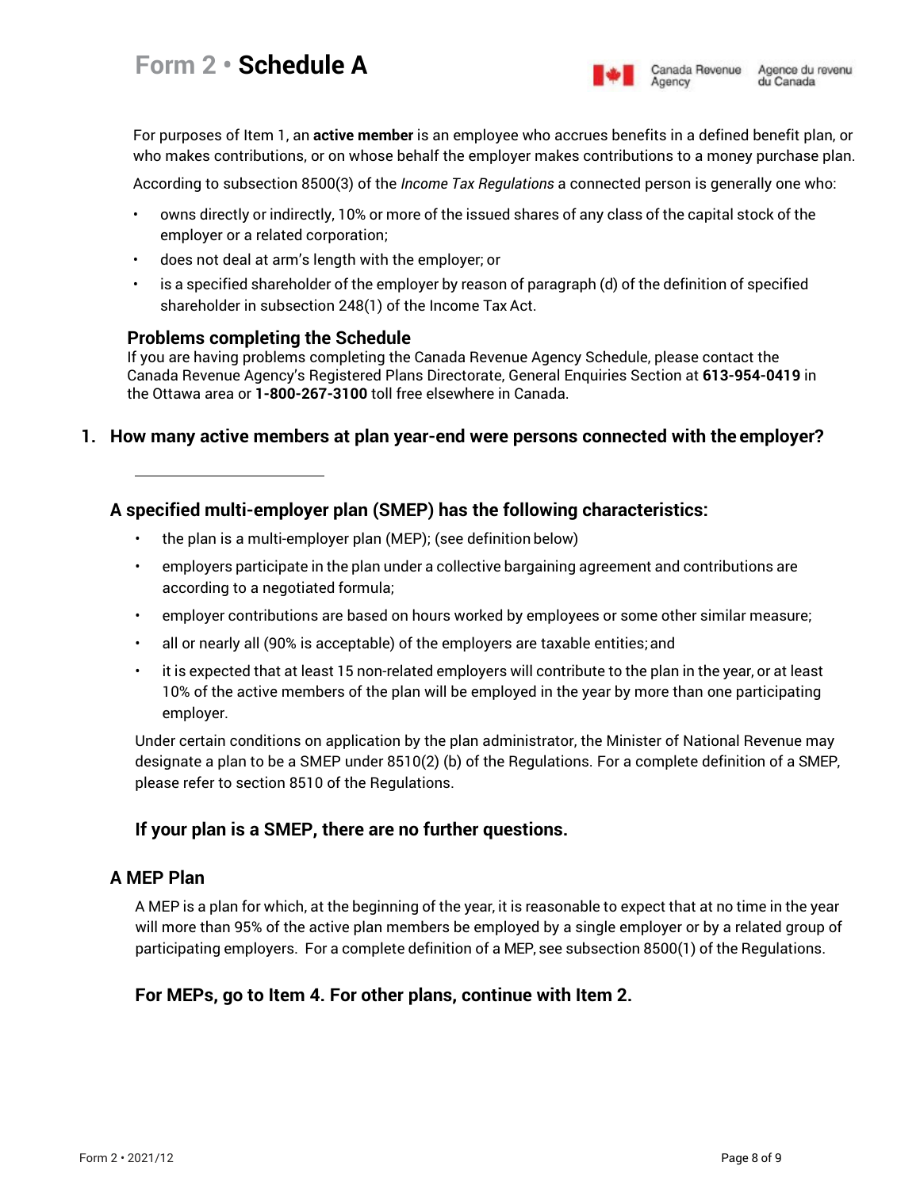# Form 2 • Schedule A

For purposes of Item 1, an **active member** is an employee who accrues benefits in a defined benefit plan, or who makes contributions, or on whose behalf the employer makes contributions to a money purchase plan.

According to subsection 8500(3) of the *Income Tax Regulations* a connected person is generally one who:

- owns directly or indirectly, 10% or more of the issued shares of any class of the capital stock of the employer or a related corporation;
- does not deal at arm's length with the employer; or
- is a specified shareholder of the employer by reason of paragraph (d) of the definition of specified shareholder in subsection 248(1) of the Income Tax Act.

### Problems completing the Schedule

If you are having problems completing the Canada Revenue Agency Schedule, please contact the Canada Revenue Agency's Registered Plans Directorate, General Enquiries Section at **613-954-0419** in the Ottawa area or **1-800-267-3100** toll free elsewhere in Canada.

## 1. How many active members at plan year-end were persons connected with the employer?

\_\_\_\_\_\_\_\_\_\_\_\_\_\_\_\_\_\_\_\_\_\_\_\_

### A specified multi-employer plan (SMEP) has the following characteristics:

- the plan is a multi-employer plan (MEP); (see definition below)
- employers participate in the plan under a collective bargaining agreement and contributions are according to a negotiated formula;
- employer contributions are based on hours worked by employees or some other similar measure;
- all or nearly all (90% is acceptable) of the employers are taxable entities; and
- it is expected that at least 15 non-related employers will contribute to the plan in the year, or at least 10% of the active members of the plan will be employed in the year by more than one participating employer.

Under certain conditions on application by the plan administrator, the Minister of National Revenue may designate a plan to be a SMEP under 8510(2) (b) of the Regulations. For a complete definition of a SMEP, please refer to section 8510 of the Regulations.

### If your plan is a SMEP, there are no further questions.

### A MEP Plan

A MEP is a plan for which, at the beginning of the year, it is reasonable to expect that at no time in the year will more than 95% of the active plan members be employed by a single employer or by a related group of participating employers. For a complete definition of a MEP, see subsection 8500(1) of the Regulations.

### For MEPs, go to Item 4. For other plans, continue with Item 2.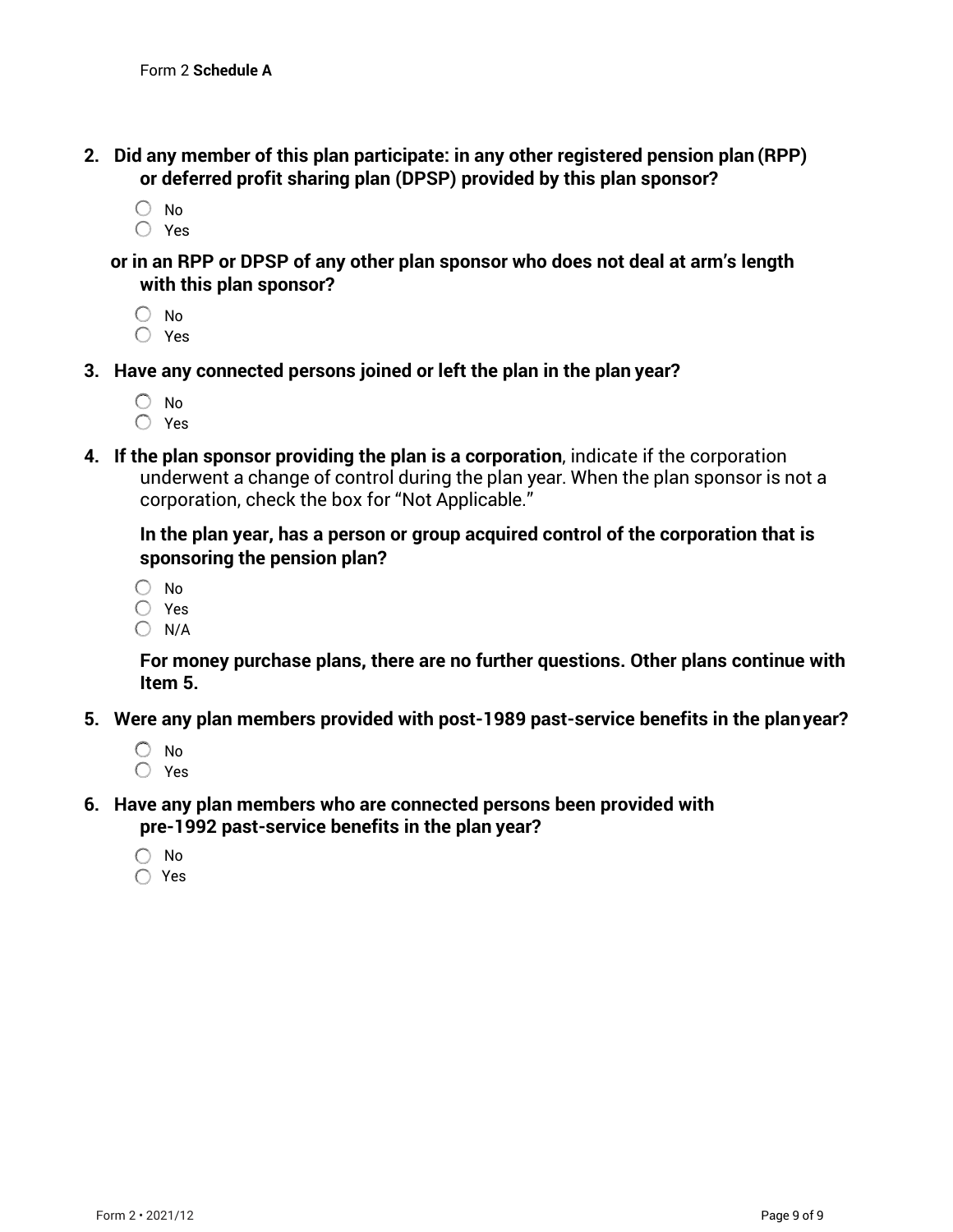Form 2 **Schedule A**

**2. Did any member of this plan participate: in any other registered pension plan (RPP) or deferred profit sharing plan (DPSP) provided by this plan sponsor?**

- ○ No
- ○ Yes

**or in an RPP or DPSP of any other plan sponsor who does not deal at arm's length with this plan sponsor?**

- ○ No
- ○ Yes

**3. Have any connected persons joined or left the plan in the plan year?**

- ○ No
- ○ Yes

**4. If the plan sponsor providing the plan is a corporation**, indicate if the corporation underwent a change of control during the plan year. When the plan sponsor is not a corporation, check the box for "Not Applicable."

**In the plan year, has a person or group acquired control of the corporation that is sponsoring the pension plan?**

- ○ No
- ○ Yes
- ○ N/A

**For money purchase plans, there are no further questions. Other plans continue with Item 5.**

**5. Were any plan members provided with post-1989 past-service benefits in the plan year?**

- ○ No
- ○ Yes

**6. Have any plan members who are connected persons been provided with pre-1992 past-service benefits in the plan year?**

- ○ No
- ○ Yes